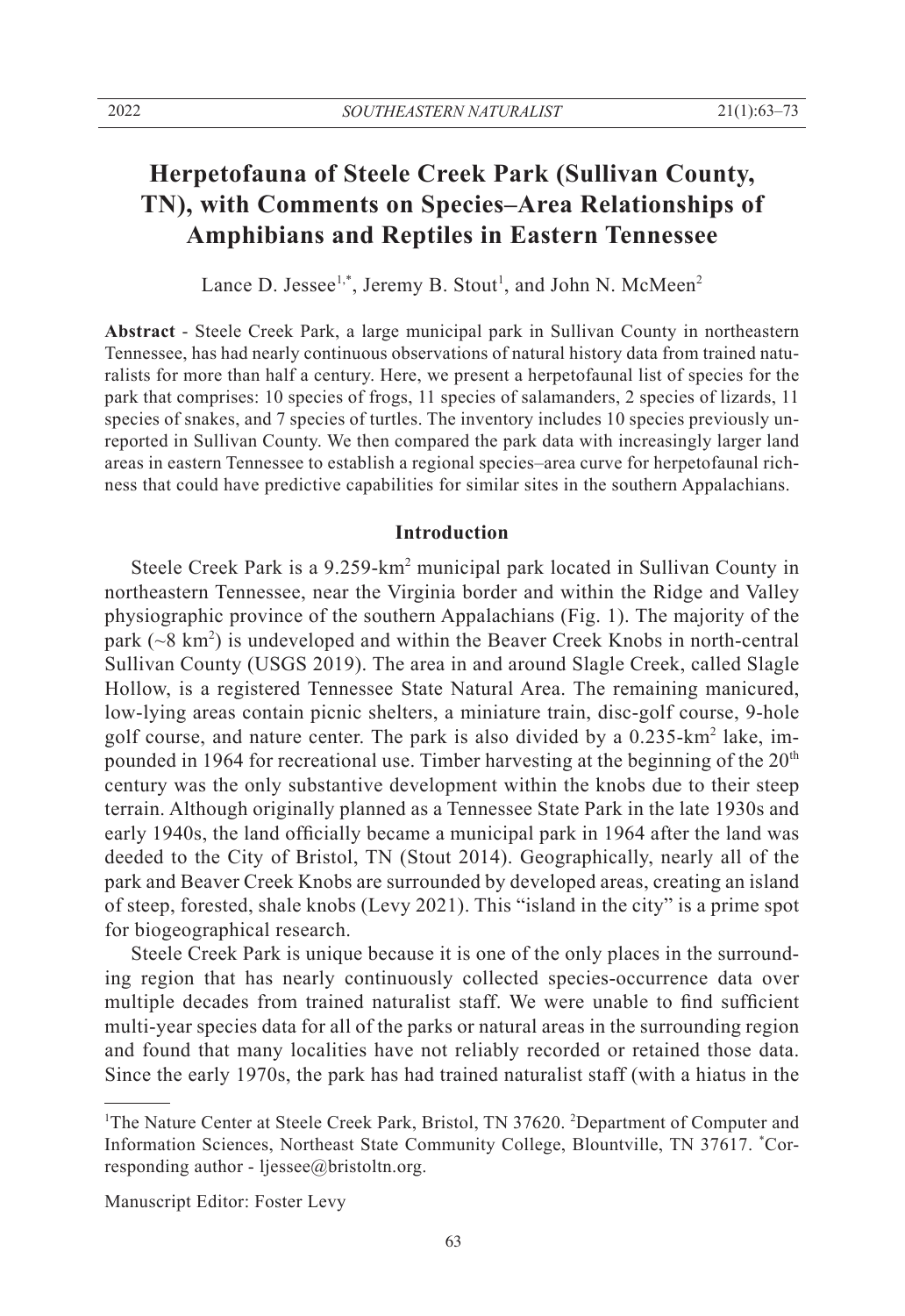# Herpetofauna of Steele Creek Park (Sullivan County, TN), with Comments on Species–Area Relationships of Amphibians and Reptiles in Eastern Tennessee

Lance D. Jessee[1,*], Jeremy B. Stout[1], and John N. McMeen[2]

**Abstract** - Steele Creek Park, a large municipal park in Sullivan County in northeastern Tennessee, has had nearly continuous observations of natural history data from trained naturalists for more than half a century. Here, we present a herpetofaunal list of species for the park that comprises: 10 species of frogs, 11 species of salamanders, 2 species of lizards, 11 species of snakes, and 7 species of turtles. The inventory includes 10 species previously unreported in Sullivan County. We then compared the park data with increasingly larger land areas in eastern Tennessee to establish a regional species–area curve for herpetofaunal richness that could have predictive capabilities for similar sites in the southern Appalachians.

## Introduction

Steele Creek Park is a 9.259-km$^2$ municipal park located in Sullivan County in northeastern Tennessee, near the Virginia border and within the Ridge and Valley physiographic province of the southern Appalachians (Fig. 1). The majority of the park (~8 km$^2$) is undeveloped and within the Beaver Creek Knobs in north-central Sullivan County (USGS 2019). The area in and around Slagle Creek, called Slagle Hollow, is a registered Tennessee State Natural Area. The remaining manicured, low-lying areas contain picnic shelters, a miniature train, disc-golf course, 9-hole golf course, and nature center. The park is also divided by a 0.235-km$^2$ lake, impounded in 1964 for recreational use. Timber harvesting at the beginning of the 20$^{th}$ century was the only substantive development within the knobs due to their steep terrain. Although originally planned as a Tennessee State Park in the late 1930s and early 1940s, the land officially became a municipal park in 1964 after the land was deeded to the City of Bristol, TN (Stout 2014). Geographically, nearly all of the park and Beaver Creek Knobs are surrounded by developed areas, creating an island of steep, forested, shale knobs (Levy 2021). This "island in the city" is a prime spot for biogeographical research.

Steele Creek Park is unique because it is one of the only places in the surrounding region that has nearly continuously collected species-occurrence data over multiple decades from trained naturalist staff. We were unable to find sufficient multi-year species data for all of the parks or natural areas in the surrounding region and found that many localities have not reliably recorded or retained those data. Since the early 1970s, the park has had trained naturalist staff (with a hiatus in the

---

[1]The Nature Center at Steele Creek Park, Bristol, TN 37620. [2]Department of Computer and Information Sciences, Northeast State Community College, Blountville, TN 37617. [*]Corresponding author - ljessee@bristoltn.org.

Manuscript Editor: Foster Levy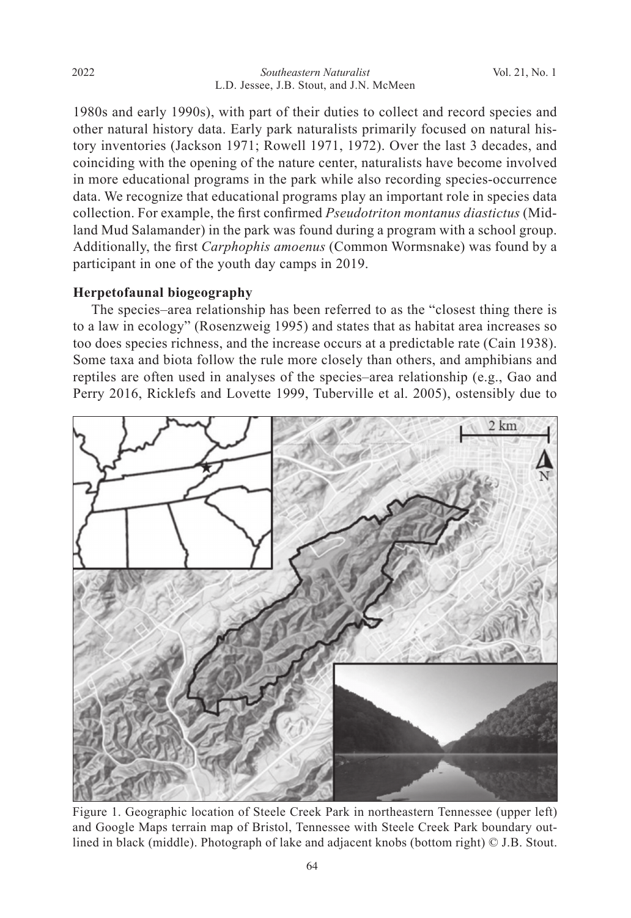1980s and early 1990s), with part of their duties to collect and record species and other natural history data. Early park naturalists primarily focused on natural history inventories (Jackson 1971; Rowell 1971, 1972). Over the last 3 decades, and coinciding with the opening of the nature center, naturalists have become involved in more educational programs in the park while also recording species-occurrence data. We recognize that educational programs play an important role in species data collection. For example, the first confirmed *Pseudotriton montanus diastictus* (Midland Mud Salamander) in the park was found during a program with a school group. Additionally, the first *Carphophis amoenus* (Common Wormsnake) was found by a participant in one of the youth day camps in 2019.

### Herpetofaunal biogeography

The species–area relationship has been referred to as the "closest thing there is to a law in ecology" (Rosenzweig 1995) and states that as habitat area increases so too does species richness, and the increase occurs at a predictable rate (Cain 1938). Some taxa and biota follow the rule more closely than others, and amphibians and reptiles are often used in analyses of the species–area relationship (e.g., Gao and Perry 2016, Ricklefs and Lovette 1999, Tuberville et al. 2005), ostensibly due to

Figure 1. Geographic location of Steele Creek Park in northeastern Tennessee (upper left) and Google Maps terrain map of Bristol, Tennessee with Steele Creek Park boundary outlined in black (middle). Photograph of lake and adjacent knobs (bottom right) © J.B. Stout.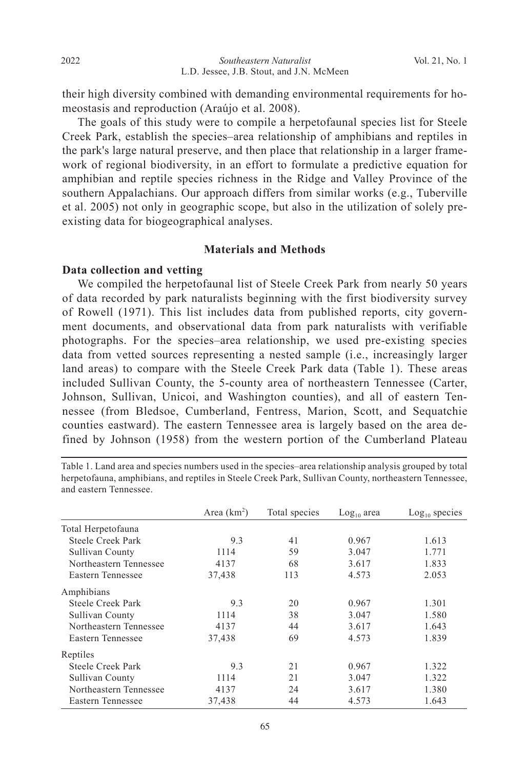their high diversity combined with demanding environmental requirements for homeostasis and reproduction (Araújo et al. 2008).

The goals of this study were to compile a herpetofaunal species list for Steele Creek Park, establish the species–area relationship of amphibians and reptiles in the park's large natural preserve, and then place that relationship in a larger framework of regional biodiversity, in an effort to formulate a predictive equation for amphibian and reptile species richness in the Ridge and Valley Province of the southern Appalachians. Our approach differs from similar works (e.g., Tuberville et al. 2005) not only in geographic scope, but also in the utilization of solely pre-existing data for biogeographical analyses.

## Materials and Methods

### Data collection and vetting

We compiled the herpetofaunal list of Steele Creek Park from nearly 50 years of data recorded by park naturalists beginning with the first biodiversity survey of Rowell (1971). This list includes data from published reports, city government documents, and observational data from park naturalists with verifiable photographs. For the species–area relationship, we used pre-existing species data from vetted sources representing a nested sample (i.e., increasingly larger land areas) to compare with the Steele Creek Park data (Table 1). These areas included Sullivan County, the 5-county area of northeastern Tennessee (Carter, Johnson, Sullivan, Unicoi, and Washington counties), and all of eastern Tennessee (from Bledsoe, Cumberland, Fentress, Marion, Scott, and Sequatchie counties eastward). The eastern Tennessee area is largely based on the area defined by Johnson (1958) from the western portion of the Cumberland Plateau

Table 1. Land area and species numbers used in the species–area relationship analysis grouped by total herpetofauna, amphibians, and reptiles in Steele Creek Park, Sullivan County, northeastern Tennessee, and eastern Tennessee.

| | Area (km$^2$) | Total species | $Log_{10}$ area | $Log_{10}$ species |
|---|---|---|---|---|
| Total Herpetofauna | | | | |
| Steele Creek Park | 9.3 | 41 | 0.967 | 1.613 |
| Sullivan County | 1114 | 59 | 3.047 | 1.771 |
| Northeastern Tennessee | 4137 | 68 | 3.617 | 1.833 |
| Eastern Tennessee | 37,438 | 113 | 4.573 | 2.053 |
| Amphibians | | | | |
| Steele Creek Park | 9.3 | 20 | 0.967 | 1.301 |
| Sullivan County | 1114 | 38 | 3.047 | 1.580 |
| Northeastern Tennessee | 4137 | 44 | 3.617 | 1.643 |
| Eastern Tennessee | 37,438 | 69 | 4.573 | 1.839 |
| Reptiles | | | | |
| Steele Creek Park | 9.3 | 21 | 0.967 | 1.322 |
| Sullivan County | 1114 | 21 | 3.047 | 1.322 |
| Northeastern Tennessee | 4137 | 24 | 3.617 | 1.380 |
| Eastern Tennessee | 37,438 | 44 | 4.573 | 1.643 |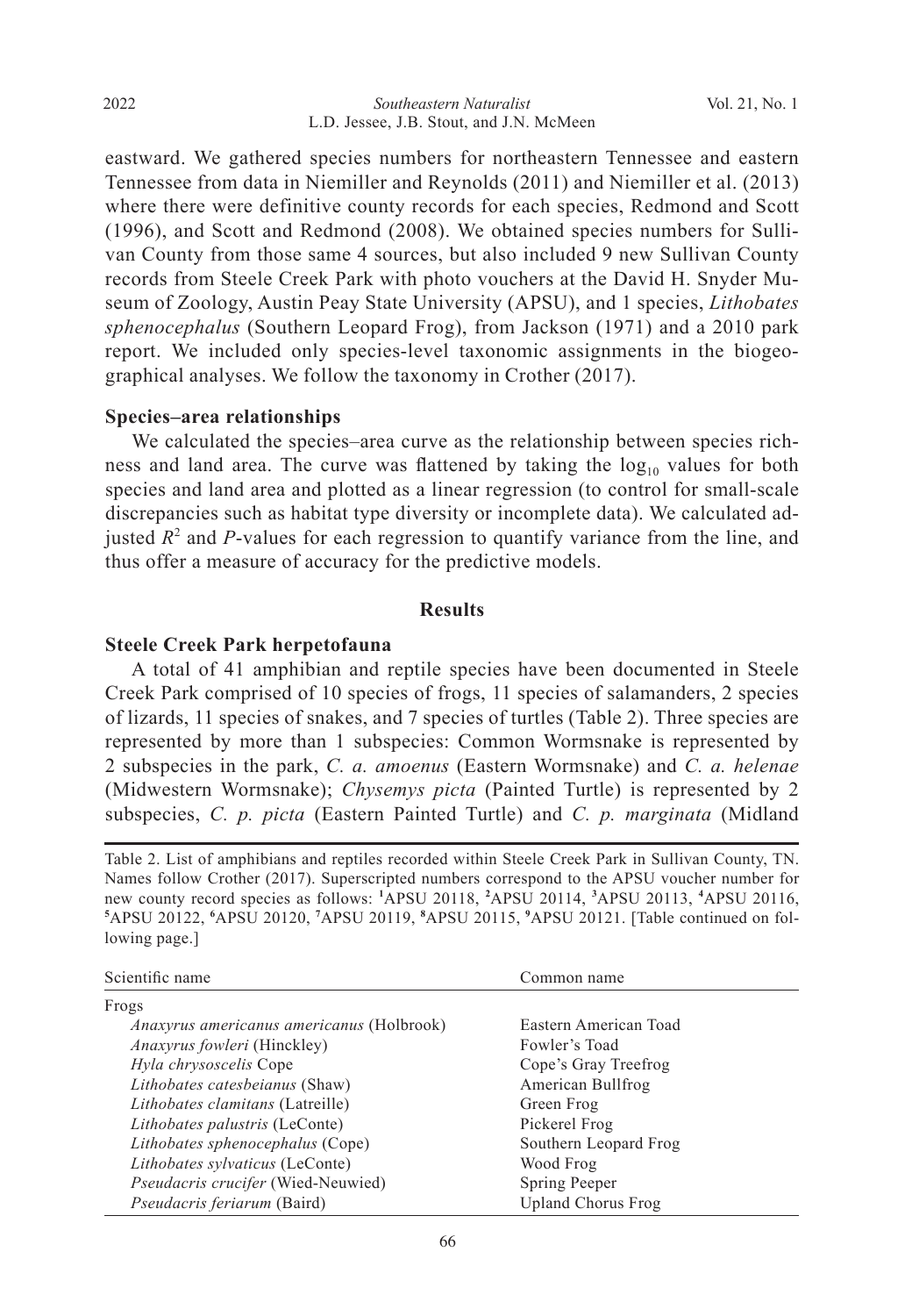eastward. We gathered species numbers for northeastern Tennessee and eastern Tennessee from data in Niemiller and Reynolds (2011) and Niemiller et al. (2013) where there were definitive county records for each species, Redmond and Scott (1996), and Scott and Redmond (2008). We obtained species numbers for Sullivan County from those same 4 sources, but also included 9 new Sullivan County records from Steele Creek Park with photo vouchers at the David H. Snyder Museum of Zoology, Austin Peay State University (APSU), and 1 species, *Lithobates sphenocephalus* (Southern Leopard Frog), from Jackson (1971) and a 2010 park report. We included only species-level taxonomic assignments in the biogeographical analyses. We follow the taxonomy in Crother (2017).

### Species–area relationships

We calculated the species–area curve as the relationship between species richness and land area. The curve was flattened by taking the $\log_{10}$ values for both species and land area and plotted as a linear regression (to control for small-scale discrepancies such as habitat type diversity or incomplete data). We calculated adjusted $R^2$ and $P$-values for each regression to quantify variance from the line, and thus offer a measure of accuracy for the predictive models.

## Results

### Steele Creek Park herpetofauna

A total of 41 amphibian and reptile species have been documented in Steele Creek Park comprised of 10 species of frogs, 11 species of salamanders, 2 species of lizards, 11 species of snakes, and 7 species of turtles (Table 2). Three species are represented by more than 1 subspecies: Common Wormsnake is represented by 2 subspecies in the park, *C. a. amoenus* (Eastern Wormsnake) and *C. a. helenae* (Midwestern Wormsnake); *Chysemys picta* (Painted Turtle) is represented by 2 subspecies, *C. p. picta* (Eastern Painted Turtle) and *C. p. marginata* (Midland

Table 2. List of amphibians and reptiles recorded within Steele Creek Park in Sullivan County, TN. Names follow Crother (2017). Superscripted numbers correspond to the APSU voucher number for new county record species as follows: [1]APSU 20118, [2]APSU 20114, [3]APSU 20113, [4]APSU 20116, [5]APSU 20122, [6]APSU 20120, [7]APSU 20119, [8]APSU 20115, [9]APSU 20121. [Table continued on following page.]

| Scientific name | Common name |
|---|---|
| Frogs | |
| *Anaxyrus americanus americanus* (Holbrook) | Eastern American Toad |
| *Anaxyrus fowleri* (Hinckley) | Fowler's Toad |
| *Hyla chrysoscelis* Cope | Cope's Gray Treefrog |
| *Lithobates catesbeianus* (Shaw) | American Bullfrog |
| *Lithobates clamitans* (Latreille) | Green Frog |
| *Lithobates palustris* (LeConte) | Pickerel Frog |
| *Lithobates sphenocephalus* (Cope) | Southern Leopard Frog |
| *Lithobates sylvaticus* (LeConte) | Wood Frog |
| *Pseudacris crucifer* (Wied-Neuwied) | Spring Peeper |
| *Pseudacris feriarum* (Baird) | Upland Chorus Frog |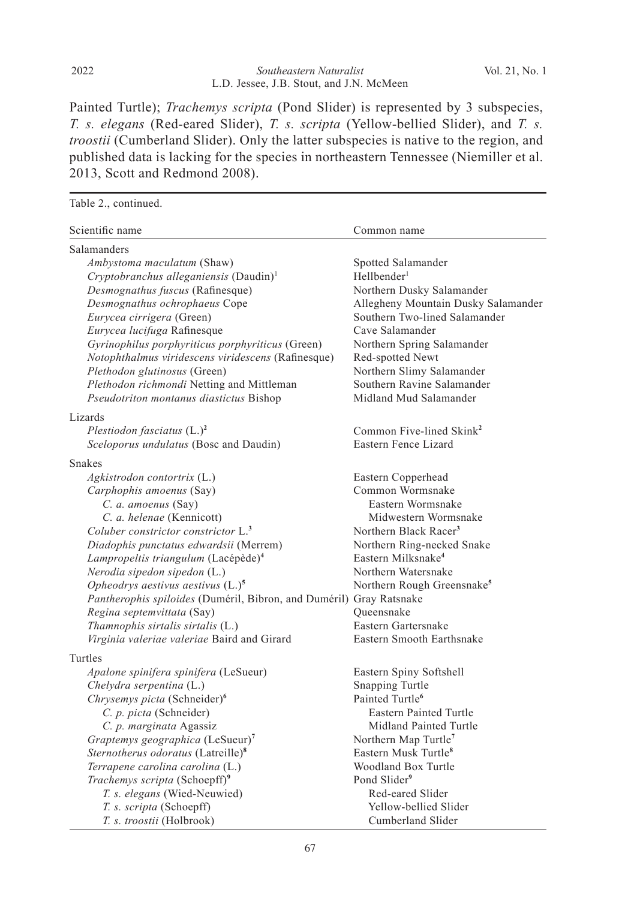Painted Turtle); *Trachemys scripta* (Pond Slider) is represented by 3 subspecies, *T. s. elegans* (Red-eared Slider), *T. s. scripta* (Yellow-bellied Slider), and *T. s. troostii* (Cumberland Slider). Only the latter subspecies is native to the region, and published data is lacking for the species in northeastern Tennessee (Niemiller et al. 2013, Scott and Redmond 2008).

Table 2., continued.

| Scientific name | Common name |
|---|---|
| Salamanders | |
| *Ambystoma maculatum* (Shaw) | Spotted Salamander |
| *Cryptobranchus alleganiensis* (Daudin)[1] | Hellbender[1] |
| *Desmognathus fuscus* (Rafinesque) | Northern Dusky Salamander |
| *Desmognathus ochrophaeus* Cope | Allegheny Mountain Dusky Salamander |
| *Eurycea cirrigera* (Green) | Southern Two-lined Salamander |
| *Eurycea lucifuga* Rafinesque | Cave Salamander |
| *Gyrinophilus porphyriticus porphyriticus* (Green) | Northern Spring Salamander |
| *Notophthalmus viridescens viridescens* (Rafinesque) | Red-spotted Newt |
| *Plethodon glutinosus* (Green) | Northern Slimy Salamander |
| *Plethodon richmondi* Netting and Mittleman | Southern Ravine Salamander |
| *Pseudotriton montanus diastictus* Bishop | Midland Mud Salamander |
| Lizards | |
| *Plestiodon fasciatus* (L.)[2] | Common Five-lined Skink[2] |
| *Sceloporus undulatus* (Bosc and Daudin) | Eastern Fence Lizard |
| Snakes | |
| *Agkistrodon contortrix* (L.) | Eastern Copperhead |
| *Carphophis amoenus* (Say) | Common Wormsnake |
| *C. a. amoenus* (Say) | Eastern Wormsnake |
| *C. a. helenae* (Kennicott) | Midwestern Wormsnake |
| *Coluber constrictor constrictor* L.[3] | Northern Black Racer[3] |
| *Diadophis punctatus edwardsii* (Merrem) | Northern Ring-necked Snake |
| *Lampropeltis triangulum* (Lacépède)[4] | Eastern Milksnake[4] |
| *Nerodia sipedon sipedon* (L.) | Northern Watersnake |
| *Opheodrys aestivus aestivus* (L.)[5] | Northern Rough Greensnake[5] |
| *Pantherophis spiloides* (Duméril, Bibron, and Duméril) | Gray Ratsnake |
| *Regina septemvittata* (Say) | Queensnake |
| *Thamnophis sirtalis sirtalis* (L.) | Eastern Gartersnake |
| *Virginia valeriae valeriae* Baird and Girard | Eastern Smooth Earthsnake |
| Turtles | |
| *Apalone spinifera spinifera* (LeSueur) | Eastern Spiny Softshell |
| *Chelydra serpentina* (L.) | Snapping Turtle |
| *Chrysemys picta* (Schneider)[6] | Painted Turtle[6] |
| *C. p. picta* (Schneider) | Eastern Painted Turtle |
| *C. p. marginata* Agassiz | Midland Painted Turtle |
| *Graptemys geographica* (LeSueur)[7] | Northern Map Turtle[7] |
| *Sternotherus odoratus* (Latreille)[8] | Eastern Musk Turtle[8] |
| *Terrapene carolina carolina* (L.) | Woodland Box Turtle |
| *Trachemys scripta* (Schoepff)[9] | Pond Slider[9] |
| *T. s. elegans* (Wied-Neuwied) | Red-eared Slider |
| *T. s. scripta* (Schoepff) | Yellow-bellied Slider |
| *T. s. troostii* (Holbrook) | Cumberland Slider |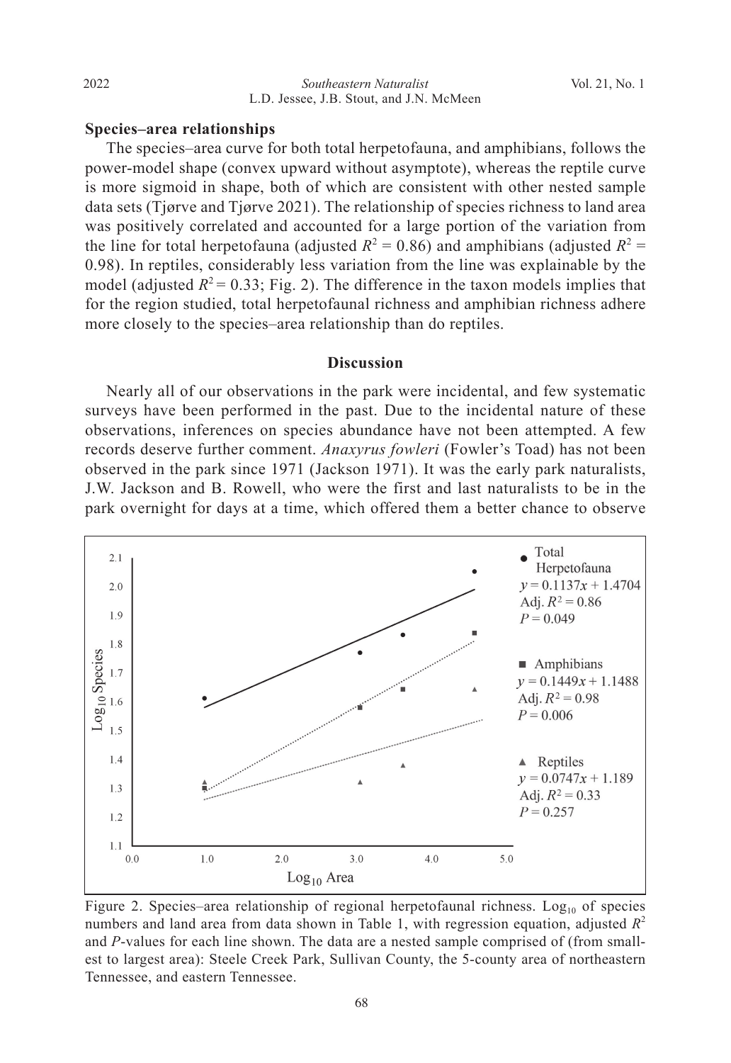**Species–area relationships**

The species–area curve for both total herpetofauna, and amphibians, follows the power-model shape (convex upward without asymptote), whereas the reptile curve is more sigmoid in shape, both of which are consistent with other nested sample data sets (Tjørve and Tjørve 2021). The relationship of species richness to land area was positively correlated and accounted for a large portion of the variation from the line for total herpetofauna (adjusted $R^2 = 0.86$) and amphibians (adjusted $R^2 = 0.98$). In reptiles, considerably less variation from the line was explainable by the model (adjusted $R^2 = 0.33$; Fig. 2). The difference in the taxon models implies that for the region studied, total herpetofaunal richness and amphibian richness adhere more closely to the species–area relationship than do reptiles.

## Discussion

Nearly all of our observations in the park were incidental, and few systematic surveys have been performed in the past. Due to the incidental nature of these observations, inferences on species abundance have not been attempted. A few records deserve further comment. *Anaxyrus fowleri* (Fowler's Toad) has not been observed in the park since 1971 (Jackson 1971). It was the early park naturalists, J.W. Jackson and B. Rowell, who were the first and last naturalists to be in the park overnight for days at a time, which offered them a better chance to observe

Figure 2. Species–area relationship of regional herpetofaunal richness. $\text{Log}_{10}$ of species numbers and land area from data shown in Table 1, with regression equation, adjusted $R^2$ and $P$-values for each line shown. The data are a nested sample comprised of (from smallest to largest area): Steele Creek Park, Sullivan County, the 5-county area of northeastern Tennessee, and eastern Tennessee.

Total Herpetofauna: $y = 0.1137x + 1.4704$, Adj. $R^2 = 0.86$, $P = 0.049$

Amphibians: $y = 0.1449x + 1.1488$, Adj. $R^2 = 0.98$, $P = 0.006$

Reptiles: $y = 0.0747x + 1.189$, Adj. $R^2 = 0.33$, $P = 0.257$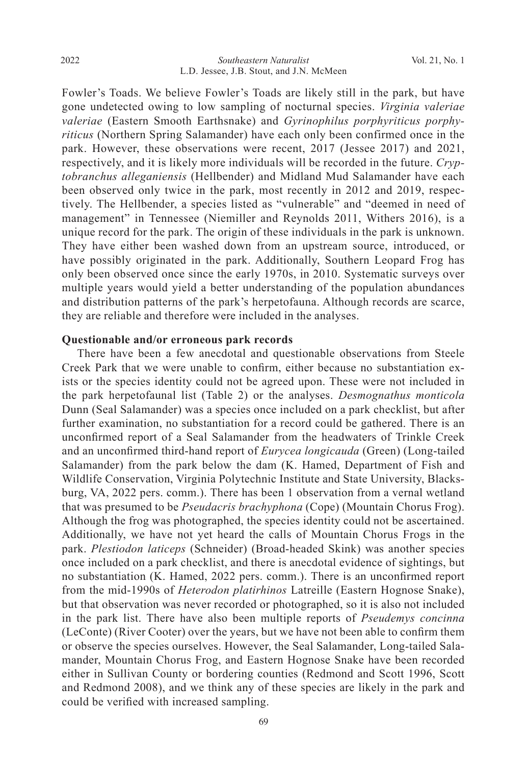Fowler's Toads. We believe Fowler's Toads are likely still in the park, but have gone undetected owing to low sampling of nocturnal species. *Virginia valeriae valeriae* (Eastern Smooth Earthsnake) and *Gyrinophilus porphyriticus porphyriticus* (Northern Spring Salamander) have each only been confirmed once in the park. However, these observations were recent, 2017 (Jessee 2017) and 2021, respectively, and it is likely more individuals will be recorded in the future. *Cryptobranchus alleganiensis* (Hellbender) and Midland Mud Salamander have each been observed only twice in the park, most recently in 2012 and 2019, respectively. The Hellbender, a species listed as "vulnerable" and "deemed in need of management" in Tennessee (Niemiller and Reynolds 2011, Withers 2016), is a unique record for the park. The origin of these individuals in the park is unknown. They have either been washed down from an upstream source, introduced, or have possibly originated in the park. Additionally, Southern Leopard Frog has only been observed once since the early 1970s, in 2010. Systematic surveys over multiple years would yield a better understanding of the population abundances and distribution patterns of the park's herpetofauna. Although records are scarce, they are reliable and therefore were included in the analyses.

**Questionable and/or erroneous park records**

There have been a few anecdotal and questionable observations from Steele Creek Park that we were unable to confirm, either because no substantiation exists or the species identity could not be agreed upon. These were not included in the park herpetofaunal list (Table 2) or the analyses. *Desmognathus monticola* Dunn (Seal Salamander) was a species once included on a park checklist, but after further examination, no substantiation for a record could be gathered. There is an unconfirmed report of a Seal Salamander from the headwaters of Trinkle Creek and an unconfirmed third-hand report of *Eurycea longicauda* (Green) (Long-tailed Salamander) from the park below the dam (K. Hamed, Department of Fish and Wildlife Conservation, Virginia Polytechnic Institute and State University, Blacksburg, VA, 2022 pers. comm.). There has been 1 observation from a vernal wetland that was presumed to be *Pseudacris brachyphona* (Cope) (Mountain Chorus Frog). Although the frog was photographed, the species identity could not be ascertained. Additionally, we have not yet heard the calls of Mountain Chorus Frogs in the park. *Plestiodon laticeps* (Schneider) (Broad-headed Skink) was another species once included on a park checklist, and there is anecdotal evidence of sightings, but no substantiation (K. Hamed, 2022 pers. comm.). There is an unconfirmed report from the mid-1990s of *Heterodon platirhinos* Latreille (Eastern Hognose Snake), but that observation was never recorded or photographed, so it is also not included in the park list. There have also been multiple reports of *Pseudemys concinna* (LeConte) (River Cooter) over the years, but we have not been able to confirm them or observe the species ourselves. However, the Seal Salamander, Long-tailed Salamander, Mountain Chorus Frog, and Eastern Hognose Snake have been recorded either in Sullivan County or bordering counties (Redmond and Scott 1996, Scott and Redmond 2008), and we think any of these species are likely in the park and could be verified with increased sampling.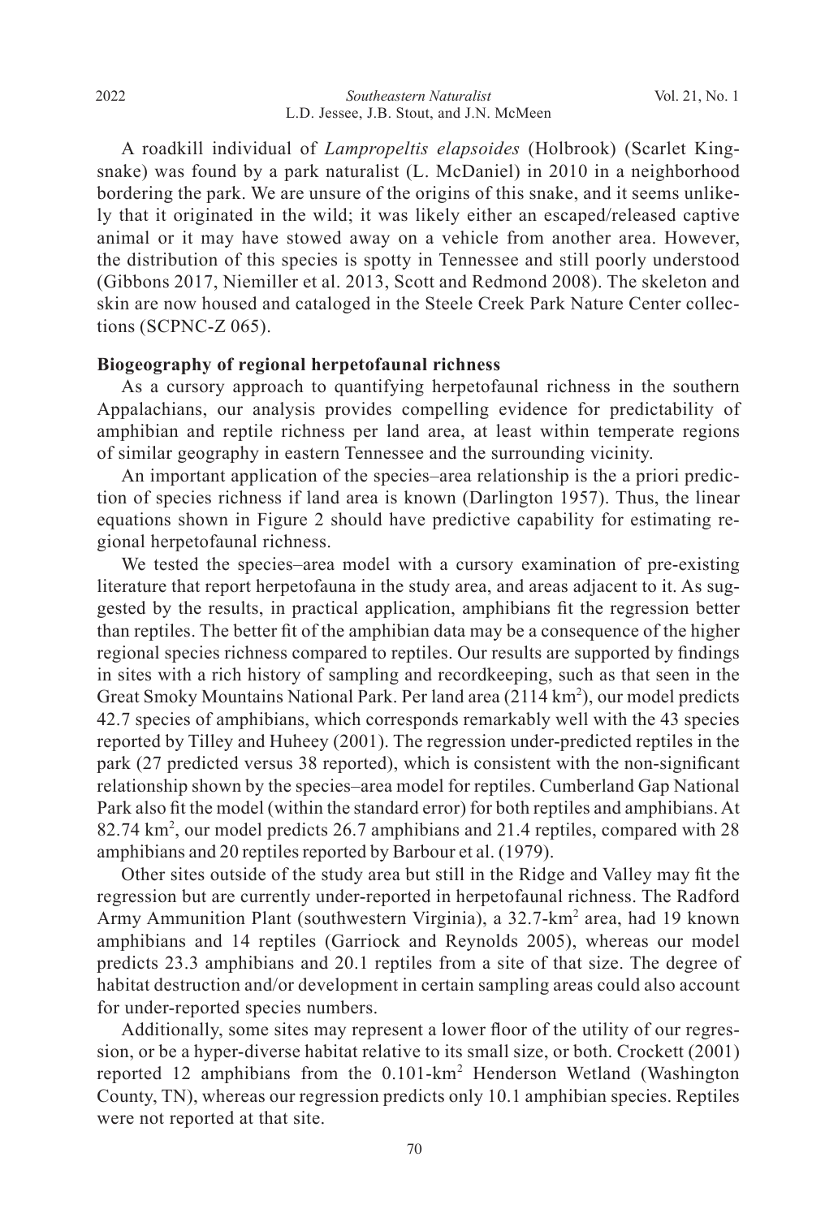A roadkill individual of *Lampropeltis elapsoides* (Holbrook) (Scarlet Kingsnake) was found by a park naturalist (L. McDaniel) in 2010 in a neighborhood bordering the park. We are unsure of the origins of this snake, and it seems unlikely that it originated in the wild; it was likely either an escaped/released captive animal or it may have stowed away on a vehicle from another area. However, the distribution of this species is spotty in Tennessee and still poorly understood (Gibbons 2017, Niemiller et al. 2013, Scott and Redmond 2008). The skeleton and skin are now housed and cataloged in the Steele Creek Park Nature Center collections (SCPNC-Z 065).

**Biogeography of regional herpetofaunal richness**

As a cursory approach to quantifying herpetofaunal richness in the southern Appalachians, our analysis provides compelling evidence for predictability of amphibian and reptile richness per land area, at least within temperate regions of similar geography in eastern Tennessee and the surrounding vicinity.

An important application of the species–area relationship is the a priori prediction of species richness if land area is known (Darlington 1957). Thus, the linear equations shown in Figure 2 should have predictive capability for estimating regional herpetofaunal richness.

We tested the species–area model with a cursory examination of pre-existing literature that report herpetofauna in the study area, and areas adjacent to it. As suggested by the results, in practical application, amphibians fit the regression better than reptiles. The better fit of the amphibian data may be a consequence of the higher regional species richness compared to reptiles. Our results are supported by findings in sites with a rich history of sampling and recordkeeping, such as that seen in the Great Smoky Mountains National Park. Per land area (2114 km$^2$), our model predicts 42.7 species of amphibians, which corresponds remarkably well with the 43 species reported by Tilley and Huheey (2001). The regression under-predicted reptiles in the park (27 predicted versus 38 reported), which is consistent with the non-significant relationship shown by the species–area model for reptiles. Cumberland Gap National Park also fit the model (within the standard error) for both reptiles and amphibians. At 82.74 km$^2$, our model predicts 26.7 amphibians and 21.4 reptiles, compared with 28 amphibians and 20 reptiles reported by Barbour et al. (1979).

Other sites outside of the study area but still in the Ridge and Valley may fit the regression but are currently under-reported in herpetofaunal richness. The Radford Army Ammunition Plant (southwestern Virginia), a 32.7-km$^2$ area, had 19 known amphibians and 14 reptiles (Garriock and Reynolds 2005), whereas our model predicts 23.3 amphibians and 20.1 reptiles from a site of that size. The degree of habitat destruction and/or development in certain sampling areas could also account for under-reported species numbers.

Additionally, some sites may represent a lower floor of the utility of our regression, or be a hyper-diverse habitat relative to its small size, or both. Crockett (2001) reported 12 amphibians from the 0.101-km$^2$ Henderson Wetland (Washington County, TN), whereas our regression predicts only 10.1 amphibian species. Reptiles were not reported at that site.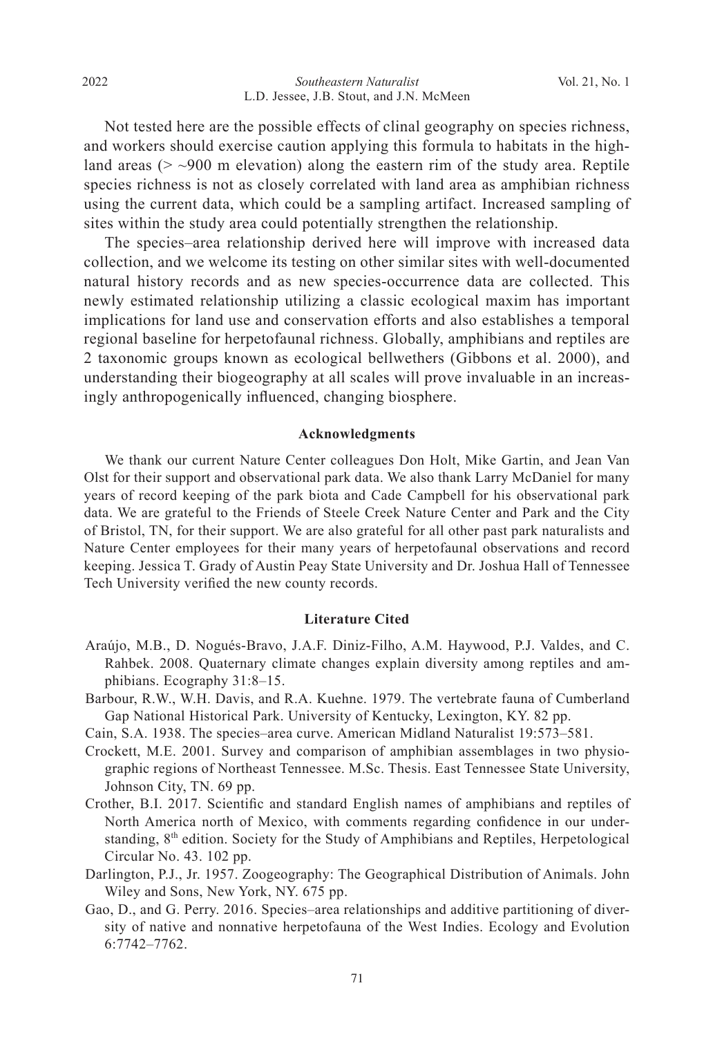Not tested here are the possible effects of clinal geography on species richness, and workers should exercise caution applying this formula to habitats in the highland areas (> ~900 m elevation) along the eastern rim of the study area. Reptile species richness is not as closely correlated with land area as amphibian richness using the current data, which could be a sampling artifact. Increased sampling of sites within the study area could potentially strengthen the relationship.

The species–area relationship derived here will improve with increased data collection, and we welcome its testing on other similar sites with well-documented natural history records and as new species-occurrence data are collected. This newly estimated relationship utilizing a classic ecological maxim has important implications for land use and conservation efforts and also establishes a temporal regional baseline for herpetofaunal richness. Globally, amphibians and reptiles are 2 taxonomic groups known as ecological bellwethers (Gibbons et al. 2000), and understanding their biogeography at all scales will prove invaluable in an increasingly anthropogenically influenced, changing biosphere.

## Acknowledgments

We thank our current Nature Center colleagues Don Holt, Mike Gartin, and Jean Van Olst for their support and observational park data. We also thank Larry McDaniel for many years of record keeping of the park biota and Cade Campbell for his observational park data. We are grateful to the Friends of Steele Creek Nature Center and Park and the City of Bristol, TN, for their support. We are also grateful for all other past park naturalists and Nature Center employees for their many years of herpetofaunal observations and record keeping. Jessica T. Grady of Austin Peay State University and Dr. Joshua Hall of Tennessee Tech University verified the new county records.

## Literature Cited

Araújo, M.B., D. Nogués-Bravo, J.A.F. Diniz-Filho, A.M. Haywood, P.J. Valdes, and C. Rahbek. 2008. Quaternary climate changes explain diversity among reptiles and amphibians. Ecography 31:8–15.

Barbour, R.W., W.H. Davis, and R.A. Kuehne. 1979. The vertebrate fauna of Cumberland Gap National Historical Park. University of Kentucky, Lexington, KY. 82 pp.

Cain, S.A. 1938. The species–area curve. American Midland Naturalist 19:573–581.

Crockett, M.E. 2001. Survey and comparison of amphibian assemblages in two physiographic regions of Northeast Tennessee. M.Sc. Thesis. East Tennessee State University, Johnson City, TN. 69 pp.

Crother, B.I. 2017. Scientific and standard English names of amphibians and reptiles of North America north of Mexico, with comments regarding confidence in our understanding, 8th edition. Society for the Study of Amphibians and Reptiles, Herpetological Circular No. 43. 102 pp.

Darlington, P.J., Jr. 1957. Zoogeography: The Geographical Distribution of Animals. John Wiley and Sons, New York, NY. 675 pp.

Gao, D., and G. Perry. 2016. Species–area relationships and additive partitioning of diversity of native and nonnative herpetofauna of the West Indies. Ecology and Evolution 6:7742–7762.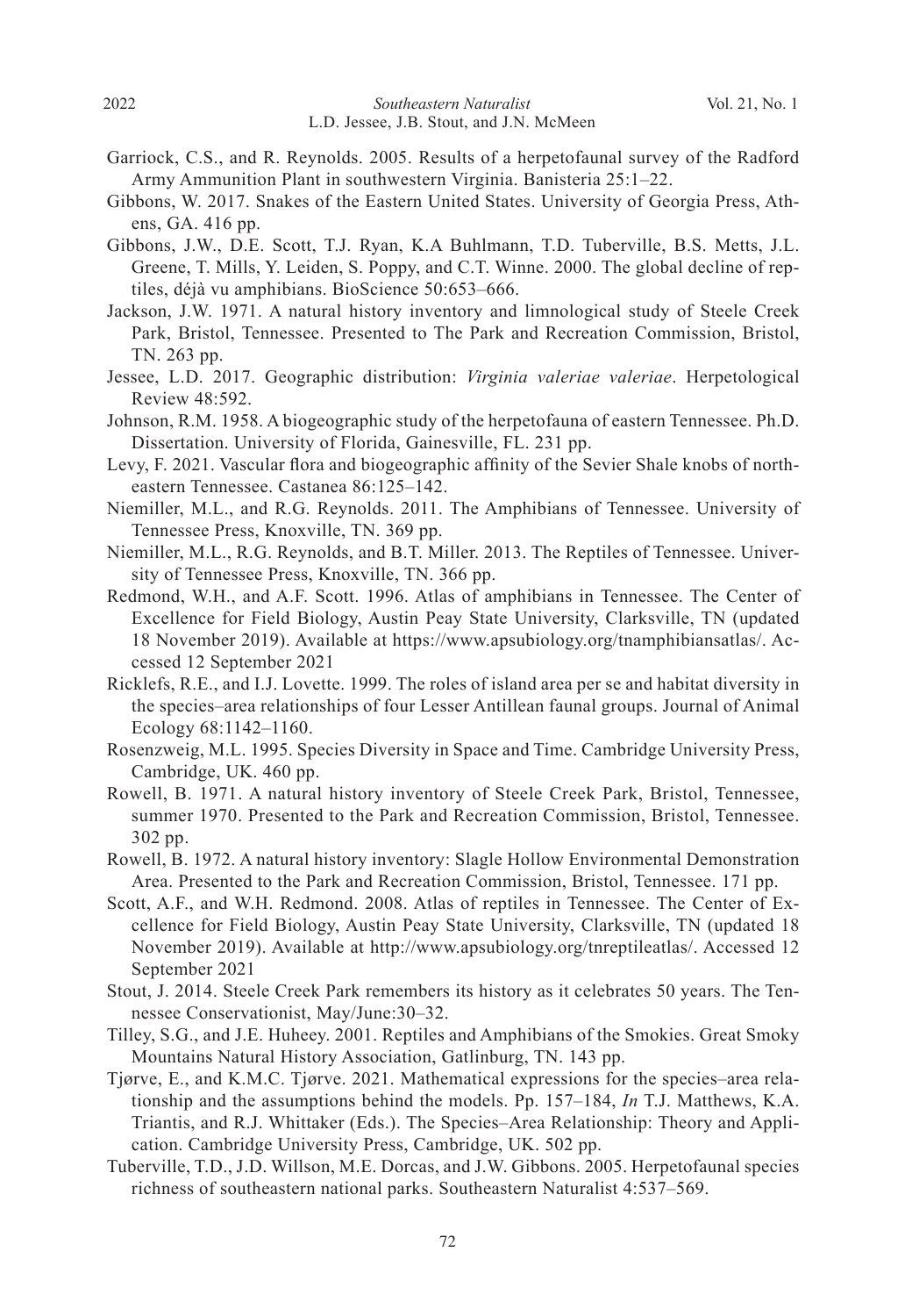Garriock, C.S., and R. Reynolds. 2005. Results of a herpetofaunal survey of the Radford Army Ammunition Plant in southwestern Virginia. Banisteria 25:1–22.

Gibbons, W. 2017. Snakes of the Eastern United States. University of Georgia Press, Athens, GA. 416 pp.

Gibbons, J.W., D.E. Scott, T.J. Ryan, K.A Buhlmann, T.D. Tuberville, B.S. Metts, J.L. Greene, T. Mills, Y. Leiden, S. Poppy, and C.T. Winne. 2000. The global decline of reptiles, déjà vu amphibians. BioScience 50:653–666.

Jackson, J.W. 1971. A natural history inventory and limnological study of Steele Creek Park, Bristol, Tennessee. Presented to The Park and Recreation Commission, Bristol, TN. 263 pp.

Jessee, L.D. 2017. Geographic distribution: *Virginia valeriae valeriae*. Herpetological Review 48:592.

Johnson, R.M. 1958. A biogeographic study of the herpetofauna of eastern Tennessee. Ph.D. Dissertation. University of Florida, Gainesville, FL. 231 pp.

Levy, F. 2021. Vascular flora and biogeographic affinity of the Sevier Shale knobs of northeastern Tennessee. Castanea 86:125–142.

Niemiller, M.L., and R.G. Reynolds. 2011. The Amphibians of Tennessee. University of Tennessee Press, Knoxville, TN. 369 pp.

Niemiller, M.L., R.G. Reynolds, and B.T. Miller. 2013. The Reptiles of Tennessee. University of Tennessee Press, Knoxville, TN. 366 pp.

Redmond, W.H., and A.F. Scott. 1996. Atlas of amphibians in Tennessee. The Center of Excellence for Field Biology, Austin Peay State University, Clarksville, TN (updated 18 November 2019). Available at https://www.apsubiology.org/tnamphibiansatlas/. Accessed 12 September 2021

Ricklefs, R.E., and I.J. Lovette. 1999. The roles of island area per se and habitat diversity in the species–area relationships of four Lesser Antillean faunal groups. Journal of Animal Ecology 68:1142–1160.

Rosenzweig, M.L. 1995. Species Diversity in Space and Time. Cambridge University Press, Cambridge, UK. 460 pp.

Rowell, B. 1971. A natural history inventory of Steele Creek Park, Bristol, Tennessee, summer 1970. Presented to the Park and Recreation Commission, Bristol, Tennessee. 302 pp.

Rowell, B. 1972. A natural history inventory: Slagle Hollow Environmental Demonstration Area. Presented to the Park and Recreation Commission, Bristol, Tennessee. 171 pp.

Scott, A.F., and W.H. Redmond. 2008. Atlas of reptiles in Tennessee. The Center of Excellence for Field Biology, Austin Peay State University, Clarksville, TN (updated 18 November 2019). Available at http://www.apsubiology.org/tnreptileatlas/. Accessed 12 September 2021

Stout, J. 2014. Steele Creek Park remembers its history as it celebrates 50 years. The Tennessee Conservationist, May/June:30–32.

Tilley, S.G., and J.E. Huheey. 2001. Reptiles and Amphibians of the Smokies. Great Smoky Mountains Natural History Association, Gatlinburg, TN. 143 pp.

Tjørve, E., and K.M.C. Tjørve. 2021. Mathematical expressions for the species–area relationship and the assumptions behind the models. Pp. 157–184, *In* T.J. Matthews, K.A. Triantis, and R.J. Whittaker (Eds.). The Species–Area Relationship: Theory and Application. Cambridge University Press, Cambridge, UK. 502 pp.

Tuberville, T.D., J.D. Willson, M.E. Dorcas, and J.W. Gibbons. 2005. Herpetofaunal species richness of southeastern national parks. Southeastern Naturalist 4:537–569.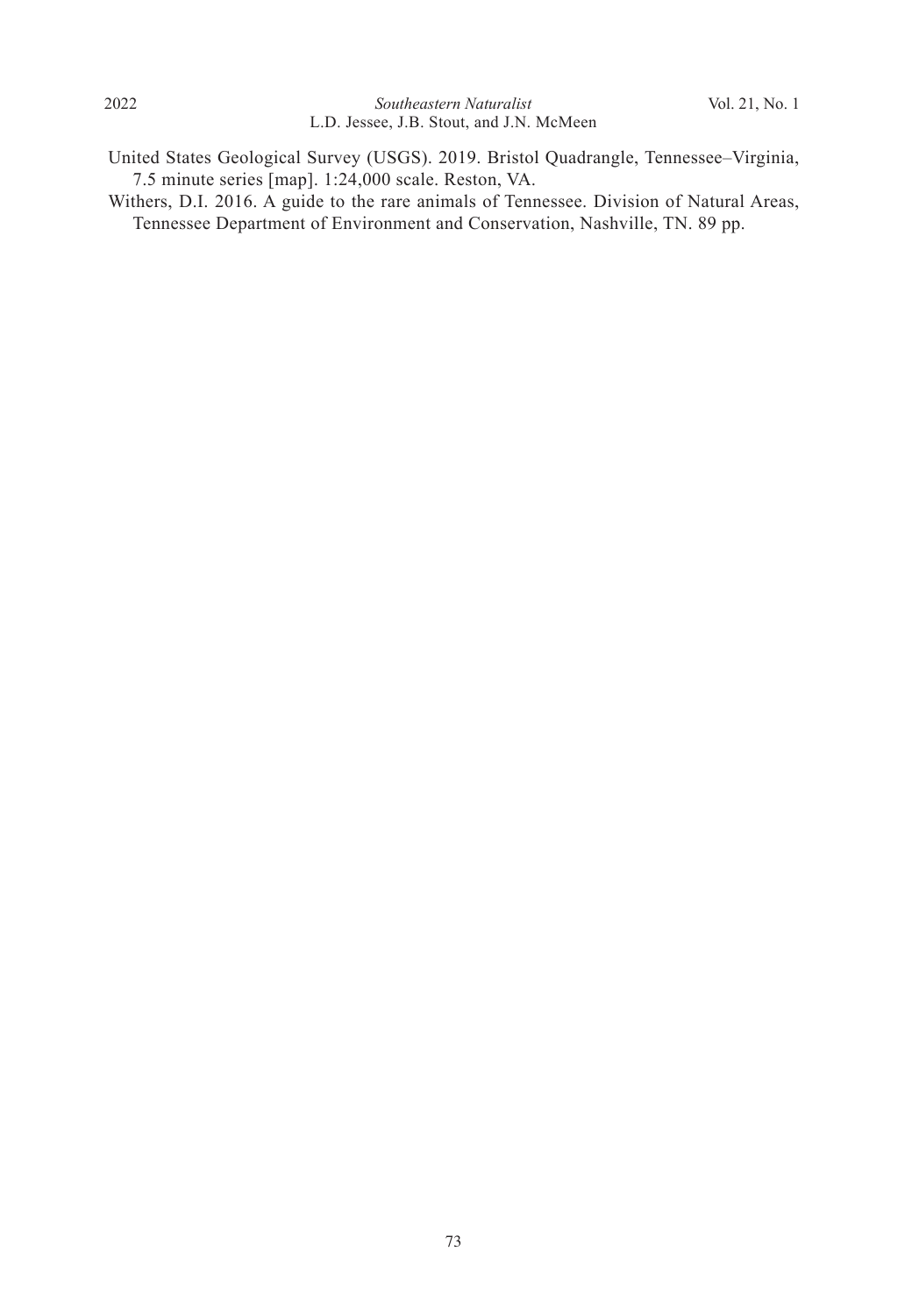United States Geological Survey (USGS). 2019. Bristol Quadrangle, Tennessee–Virginia, 7.5 minute series [map]. 1:24,000 scale. Reston, VA.

Withers, D.I. 2016. A guide to the rare animals of Tennessee. Division of Natural Areas, Tennessee Department of Environment and Conservation, Nashville, TN. 89 pp.